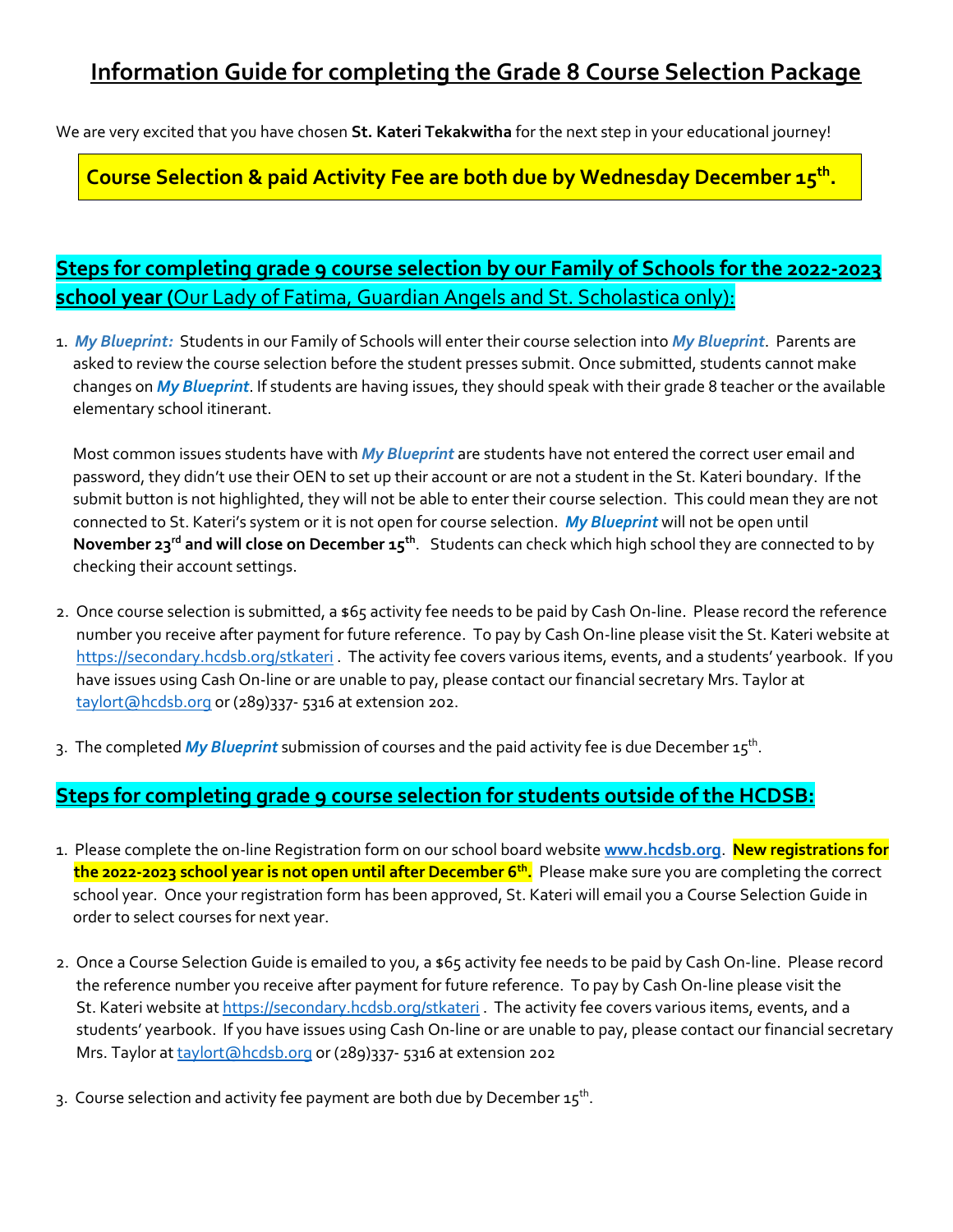# Information Guide for completing the Grade 8 Course Selection Package

We are very excited that you have chosen **St. Kateri Tekakwitha** for the next step in your educational journey!

**Course Selection & paid Activity Fee are both due by Wednesday December 15th.**

## Steps for completing grade 9 course selection by our Family of Schools for the 2022-2023 school year (Our Lady of Fatima, Guardian Angels and St. Scholastica only):

1. ***My Blueprint:*** Students in our Family of Schools will enter their course selection into ***My Blueprint***. Parents are asked to review the course selection before the student presses submit. Once submitted, students cannot make changes on ***My Blueprint***. If students are having issues, they should speak with their grade 8 teacher or the available elementary school itinerant.

   Most common issues students have with ***My Blueprint*** are students have not entered the correct user email and password, they didn't use their OEN to set up their account or are not a student in the St. Kateri boundary. If the submit button is not highlighted, they will not be able to enter their course selection. This could mean they are not connected to St. Kateri's system or it is not open for course selection. ***My Blueprint*** will not be open until **November 23rd and will close on December 15th**. Students can check which high school they are connected to by checking their account settings.

2. Once course selection is submitted, a $65 activity fee needs to be paid by Cash On-line. Please record the reference number you receive after payment for future reference. To pay by Cash On-line please visit the St. Kateri website at https://secondary.hcdsb.org/stkateri . The activity fee covers various items, events, and a students' yearbook. If you have issues using Cash On-line or are unable to pay, please contact our financial secretary Mrs. Taylor at taylort@hcdsb.org or (289)337- 5316 at extension 202.

3. The completed ***My Blueprint*** submission of courses and the paid activity fee is due December 15th.

## Steps for completing grade 9 course selection for students outside of the HCDSB:

1. Please complete the on-line Registration form on our school board website **www.hcdsb.org**. **New registrations for the 2022-2023 school year is not open until after December 6th.** Please make sure you are completing the correct school year. Once your registration form has been approved, St. Kateri will email you a Course Selection Guide in order to select courses for next year.

2. Once a Course Selection Guide is emailed to you, a $65 activity fee needs to be paid by Cash On-line. Please record the reference number you receive after payment for future reference. To pay by Cash On-line please visit the St. Kateri website at https://secondary.hcdsb.org/stkateri . The activity fee covers various items, events, and a students' yearbook. If you have issues using Cash On-line or are unable to pay, please contact our financial secretary Mrs. Taylor at taylort@hcdsb.org or (289)337- 5316 at extension 202

3. Course selection and activity fee payment are both due by December 15th.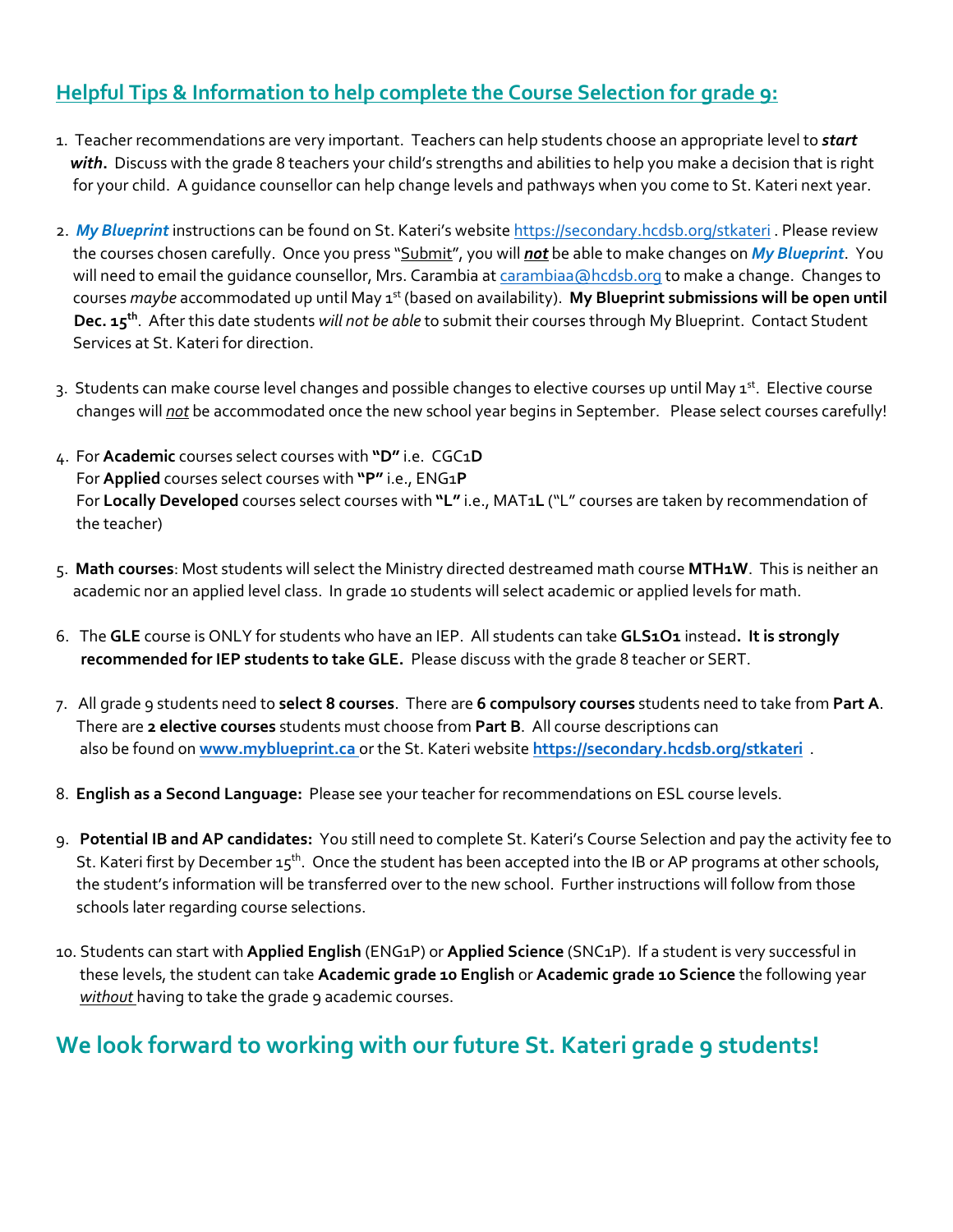## Helpful Tips & Information to help complete the Course Selection for grade 9:

1. Teacher recommendations are very important. Teachers can help students choose an appropriate level to ***start with***. Discuss with the grade 8 teachers your child's strengths and abilities to help you make a decision that is right for your child. A guidance counsellor can help change levels and pathways when you come to St. Kateri next year.

2. ***My Blueprint*** instructions can be found on St. Kateri's website https://secondary.hcdsb.org/stkateri . Please review the courses chosen carefully. Once you press "Submit", you will ***not*** be able to make changes on ***My Blueprint***. You will need to email the guidance counsellor, Mrs. Carambia at carambiaa@hcdsb.org to make a change. Changes to courses *maybe* accommodated up until May 1st (based on availability). **My Blueprint submissions will be open until Dec. 15th**. After this date students *will not be able* to submit their courses through My Blueprint. Contact Student Services at St. Kateri for direction.

3. Students can make course level changes and possible changes to elective courses up until May 1st. Elective course changes will *not* be accommodated once the new school year begins in September. Please select courses carefully!

4. For **Academic** courses select courses with **"D"** i.e. CGC1**D**
   For **Applied** courses select courses with **"P"** i.e., ENG1**P**
   For **Locally Developed** courses select courses with **"L"** i.e., MAT1**L** ("L" courses are taken by recommendation of the teacher)

5. **Math courses**: Most students will select the Ministry directed destreamed math course **MTH1W**. This is neither an academic nor an applied level class. In grade 10 students will select academic or applied levels for math.

6. The **GLE** course is ONLY for students who have an IEP. All students can take **GLS1O1** instead**. It is strongly recommended for IEP students to take GLE.** Please discuss with the grade 8 teacher or SERT.

7. All grade 9 students need to **select 8 courses**. There are **6 compulsory courses** students need to take from **Part A**. There are **2 elective courses** students must choose from **Part B**. All course descriptions can also be found on **www.myblueprint.ca** or the St. Kateri website **https://secondary.hcdsb.org/stkateri** .

8. **English as a Second Language:** Please see your teacher for recommendations on ESL course levels.

9. **Potential IB and AP candidates:** You still need to complete St. Kateri's Course Selection and pay the activity fee to St. Kateri first by December 15th. Once the student has been accepted into the IB or AP programs at other schools, the student's information will be transferred over to the new school. Further instructions will follow from those schools later regarding course selections.

10. Students can start with **Applied English** (ENG1P) or **Applied Science** (SNC1P). If a student is very successful in these levels, the student can take **Academic grade 10 English** or **Academic grade 10 Science** the following year *without* having to take the grade 9 academic courses.

## We look forward to working with our future St. Kateri grade 9 students!